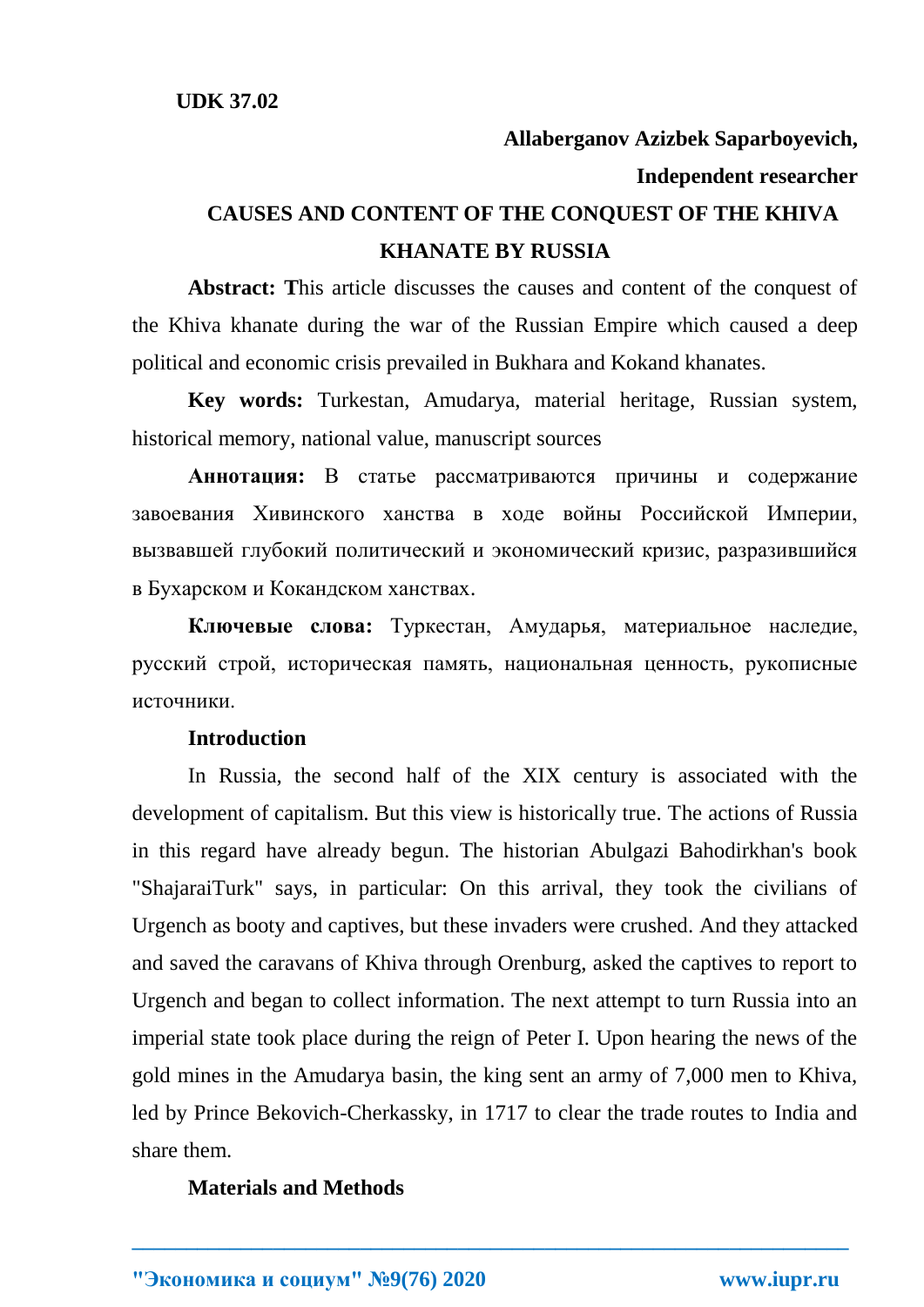**UDK 37.02**

**Allaberganov Azizbek Saparboyevich,**

**Independent researcher**

# CAUSES AND CONTENT OF THE CONQUEST OF THE KHIVA KHANATE BY RUSSIA

**Abstract:** This article discusses the causes and content of the conquest of the Khiva khanate during the war of the Russian Empire which caused a deep political and economic crisis prevailed in Bukhara and Kokand khanates.

**Key words:** Turkestan, Amudarya, material heritage, Russian system, historical memory, national value, manuscript sources

**Аннотация:** В статье рассматриваются причины и содержание завоевания Хивинского ханства в ходе войны Российской Империи, вызвавшей глубокий политический и экономический кризис, разразившийся в Бухарском и Кокандском ханствах.

**Ключевые слова:** Туркестан, Амударья, материальное наследие, русский строй, историческая память, национальная ценность, рукописные источники.

## Introduction

In Russia, the second half of the XIX century is associated with the development of capitalism. But this view is historically true. The actions of Russia in this regard have already begun. The historian Abulgazi Bahodirkhan's book "ShajaraiTurk" says, in particular: On this arrival, they took the civilians of Urgench as booty and captives, but these invaders were crushed. And they attacked and saved the caravans of Khiva through Orenburg, asked the captives to report to Urgench and began to collect information. The next attempt to turn Russia into an imperial state took place during the reign of Peter I. Upon hearing the news of the gold mines in the Amudarya basin, the king sent an army of 7,000 men to Khiva, led by Prince Bekovich-Cherkassky, in 1717 to clear the trade routes to India and share them.

## Materials and Methods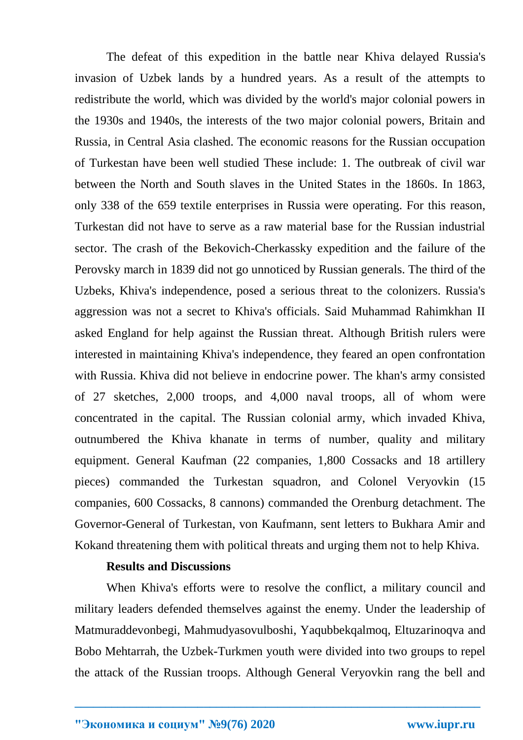The defeat of this expedition in the battle near Khiva delayed Russia's invasion of Uzbek lands by a hundred years. As a result of the attempts to redistribute the world, which was divided by the world's major colonial powers in the 1930s and 1940s, the interests of the two major colonial powers, Britain and Russia, in Central Asia clashed. The economic reasons for the Russian occupation of Turkestan have been well studied These include: 1. The outbreak of civil war between the North and South slaves in the United States in the 1860s. In 1863, only 338 of the 659 textile enterprises in Russia were operating. For this reason, Turkestan did not have to serve as a raw material base for the Russian industrial sector. The crash of the Bekovich-Cherkassky expedition and the failure of the Perovsky march in 1839 did not go unnoticed by Russian generals. The third of the Uzbeks, Khiva's independence, posed a serious threat to the colonizers. Russia's aggression was not a secret to Khiva's officials. Said Muhammad Rahimkhan II asked England for help against the Russian threat. Although British rulers were interested in maintaining Khiva's independence, they feared an open confrontation with Russia. Khiva did not believe in endocrine power. The khan's army consisted of 27 sketches, 2,000 troops, and 4,000 naval troops, all of whom were concentrated in the capital. The Russian colonial army, which invaded Khiva, outnumbered the Khiva khanate in terms of number, quality and military equipment. General Kaufman (22 companies, 1,800 Cossacks and 18 artillery pieces) commanded the Turkestan squadron, and Colonel Veryovkin (15 companies, 600 Cossacks, 8 cannons) commanded the Orenburg detachment. The Governor-General of Turkestan, von Kaufmann, sent letters to Bukhara Amir and Kokand threatening them with political threats and urging them not to help Khiva.

**Results and Discussions**

When Khiva's efforts were to resolve the conflict, a military council and military leaders defended themselves against the enemy. Under the leadership of Matmuraddevonbegi, Mahmudyasovulboshi, Yaqubbekqalmoq, Eltuzarinoqva and Bobo Mehtarrah, the Uzbek-Turkmen youth were divided into two groups to repel the attack of the Russian troops. Although General Veryovkin rang the bell and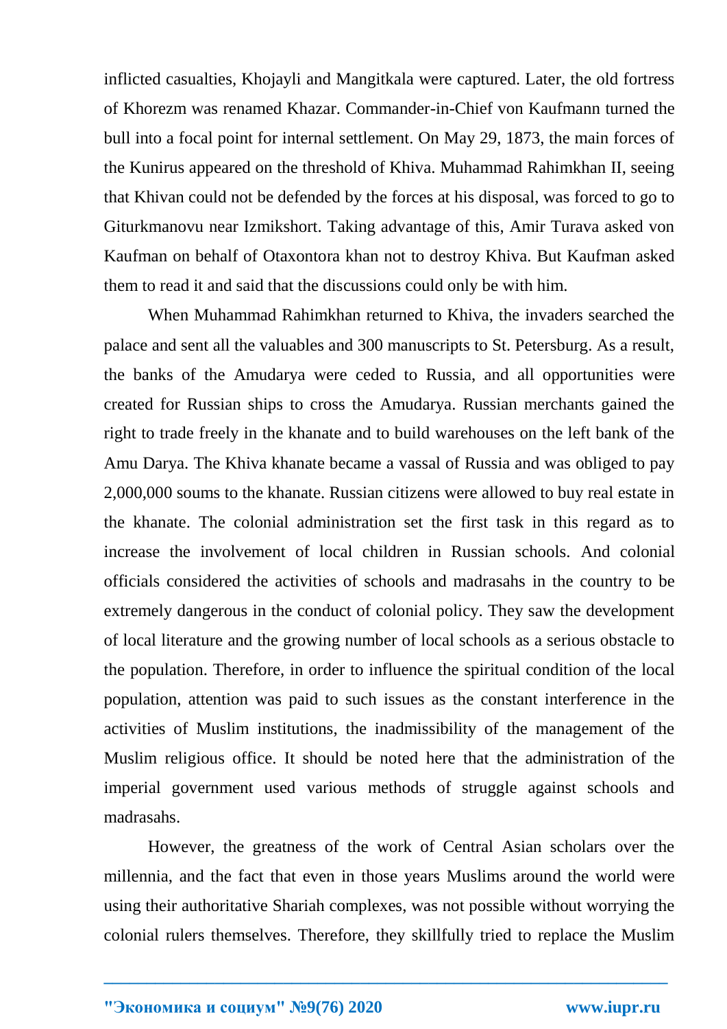inflicted casualties, Khojayli and Mangitkala were captured. Later, the old fortress of Khorezm was renamed Khazar. Commander-in-Chief von Kaufmann turned the bull into a focal point for internal settlement. On May 29, 1873, the main forces of the Kunirus appeared on the threshold of Khiva. Muhammad Rahimkhan II, seeing that Khivan could not be defended by the forces at his disposal, was forced to go to Giturkmanovu near Izmikshort. Taking advantage of this, Amir Turava asked von Kaufman on behalf of Otaxontora khan not to destroy Khiva. But Kaufman asked them to read it and said that the discussions could only be with him.

When Muhammad Rahimkhan returned to Khiva, the invaders searched the palace and sent all the valuables and 300 manuscripts to St. Petersburg. As a result, the banks of the Amudarya were ceded to Russia, and all opportunities were created for Russian ships to cross the Amudarya. Russian merchants gained the right to trade freely in the khanate and to build warehouses on the left bank of the Amu Darya. The Khiva khanate became a vassal of Russia and was obliged to pay 2,000,000 soums to the khanate. Russian citizens were allowed to buy real estate in the khanate. The colonial administration set the first task in this regard as to increase the involvement of local children in Russian schools. And colonial officials considered the activities of schools and madrasahs in the country to be extremely dangerous in the conduct of colonial policy. They saw the development of local literature and the growing number of local schools as a serious obstacle to the population. Therefore, in order to influence the spiritual condition of the local population, attention was paid to such issues as the constant interference in the activities of Muslim institutions, the inadmissibility of the management of the Muslim religious office. It should be noted here that the administration of the imperial government used various methods of struggle against schools and madrasahs.

However, the greatness of the work of Central Asian scholars over the millennia, and the fact that even in those years Muslims around the world were using their authoritative Shariah complexes, was not possible without worrying the colonial rulers themselves. Therefore, they skillfully tried to replace the Muslim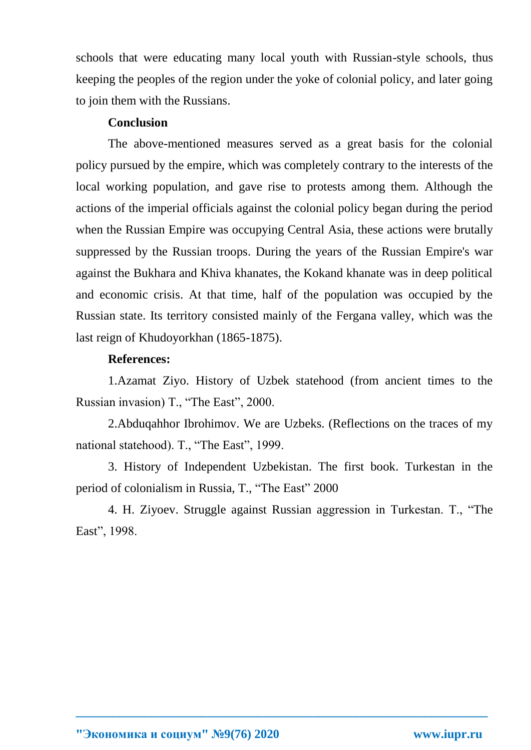schools that were educating many local youth with Russian-style schools, thus keeping the peoples of the region under the yoke of colonial policy, and later going to join them with the Russians.

**Conclusion**

The above-mentioned measures served as a great basis for the colonial policy pursued by the empire, which was completely contrary to the interests of the local working population, and gave rise to protests among them. Although the actions of the imperial officials against the colonial policy began during the period when the Russian Empire was occupying Central Asia, these actions were brutally suppressed by the Russian troops. During the years of the Russian Empire's war against the Bukhara and Khiva khanates, the Kokand khanate was in deep political and economic crisis. At that time, half of the population was occupied by the Russian state. Its territory consisted mainly of the Fergana valley, which was the last reign of Khudoyorkhan (1865-1875).

**References:**

1.Azamat Ziyo. History of Uzbek statehood (from ancient times to the Russian invasion) T., "The East", 2000.

2.Abduqahhor Ibrohimov. We are Uzbeks. (Reflections on the traces of my national statehood). T., "The East", 1999.

3. History of Independent Uzbekistan. The first book. Turkestan in the period of colonialism in Russia, T., "The East" 2000

4. H. Ziyoev. Struggle against Russian aggression in Turkestan. T., "The East", 1998.